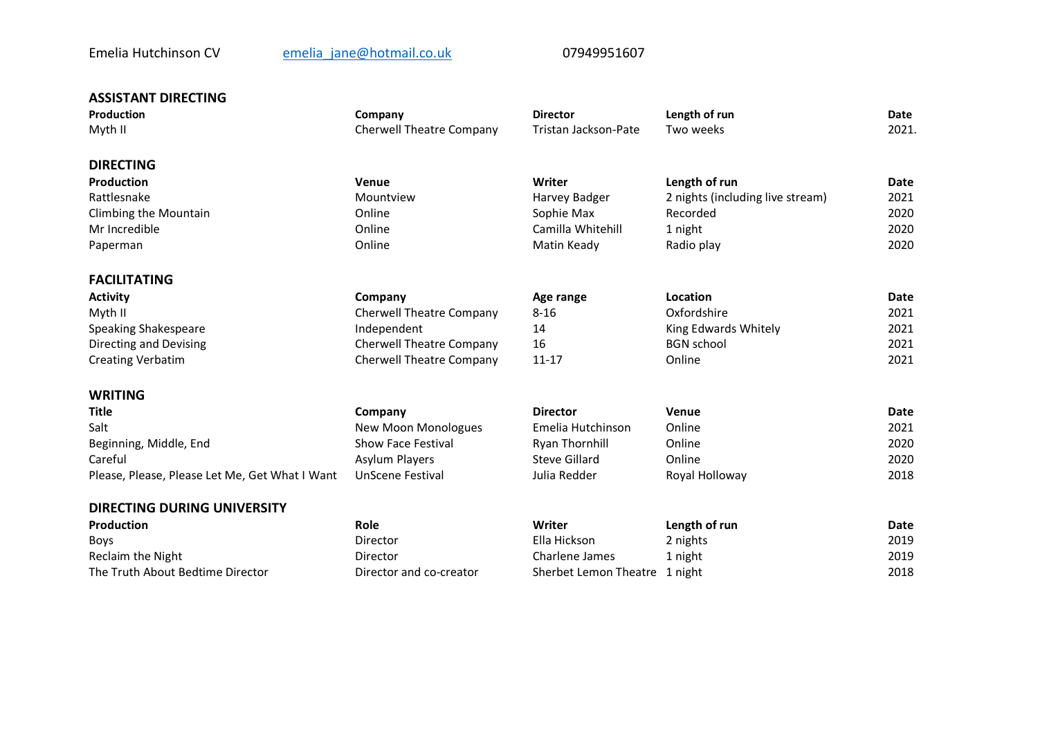Emelia Hutchinson CV  emelia_jane@hotmail.co.uk  07949951607

## ASSISTANT DIRECTING

| Production | Company | Director | Length of run | Date |
|---|---|---|---|---|
| Myth II | Cherwell Theatre Company | Tristan Jackson-Pate | Two weeks | 2021. |

## DIRECTING

| Production | Venue | Writer | Length of run | Date |
|---|---|---|---|---|
| Rattlesnake | Mountview | Harvey Badger | 2 nights (including live stream) | 2021 |
| Climbing the Mountain | Online | Sophie Max | Recorded | 2020 |
| Mr Incredible | Online | Camilla Whitehill | 1 night | 2020 |
| Paperman | Online | Matin Keady | Radio play | 2020 |

## FACILITATING

| Activity | Company | Age range | Location | Date |
|---|---|---|---|---|
| Myth II | Cherwell Theatre Company | 8-16 | Oxfordshire | 2021 |
| Speaking Shakespeare | Independent | 14 | King Edwards Whitely | 2021 |
| Directing and Devising | Cherwell Theatre Company | 16 | BGN school | 2021 |
| Creating Verbatim | Cherwell Theatre Company | 11-17 | Online | 2021 |

## WRITING

| Title | Company | Director | Venue | Date |
|---|---|---|---|---|
| Salt | New Moon Monologues | Emelia Hutchinson | Online | 2021 |
| Beginning, Middle, End | Show Face Festival | Ryan Thornhill | Online | 2020 |
| Careful | Asylum Players | Steve Gillard | Online | 2020 |
| Please, Please, Please Let Me, Get What I Want | UnScene Festival | Julia Redder | Royal Holloway | 2018 |

## DIRECTING DURING UNIVERSITY

| Production | Role | Writer | Length of run | Date |
|---|---|---|---|---|
| Boys | Director | Ella Hickson | 2 nights | 2019 |
| Reclaim the Night | Director | Charlene James | 1 night | 2019 |
| The Truth About Bedtime Director | Director and co-creator | Sherbet Lemon Theatre | 1 night | 2018 |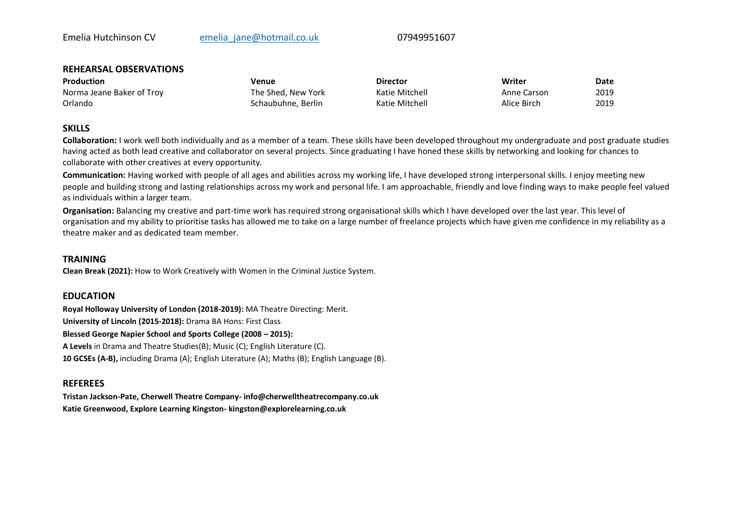Emelia Hutchinson CV emelia_jane@hotmail.co.uk 07949951607

## REHEARSAL OBSERVATIONS

| Production | Venue | Director | Writer | Date |
|---|---|---|---|---|
| Norma Jeane Baker of Troy | The Shed, New York | Katie Mitchell | Anne Carson | 2019 |
| Orlando | Schaubuhne, Berlin | Katie Mitchell | Alice Birch | 2019 |

## SKILLS

**Collaboration:** I work well both individually and as a member of a team. These skills have been developed throughout my undergraduate and post graduate studies having acted as both lead creative and collaborator on several projects. Since graduating I have honed these skills by networking and looking for chances to collaborate with other creatives at every opportunity.

**Communication:** Having worked with people of all ages and abilities across my working life, I have developed strong interpersonal skills. I enjoy meeting new people and building strong and lasting relationships across my work and personal life. I am approachable, friendly and love finding ways to make people feel valued as individuals within a larger team.

**Organisation:** Balancing my creative and part-time work has required strong organisational skills which I have developed over the last year. This level of organisation and my ability to prioritise tasks has allowed me to take on a large number of freelance projects which have given me confidence in my reliability as a theatre maker and as dedicated team member.

## TRAINING

**Clean Break (2021):** How to Work Creatively with Women in the Criminal Justice System.

## EDUCATION

**Royal Holloway University of London (2018-2019):** MA Theatre Directing: Merit.

**University of Lincoln (2015-2018):** Drama BA Hons: First Class

**Blessed George Napier School and Sports College (2008 – 2015):**

**A Levels** in Drama and Theatre Studies(B); Music (C); English Literature (C).

**10 GCSEs (A-B),** including Drama (A); English Literature (A); Maths (B); English Language (B).

## REFEREES

**Tristan Jackson-Pate, Cherwell Theatre Company- info@cherwelltheatrecompany.co.uk**

**Katie Greenwood, Explore Learning Kingston- kingston@explorelearning.co.uk**